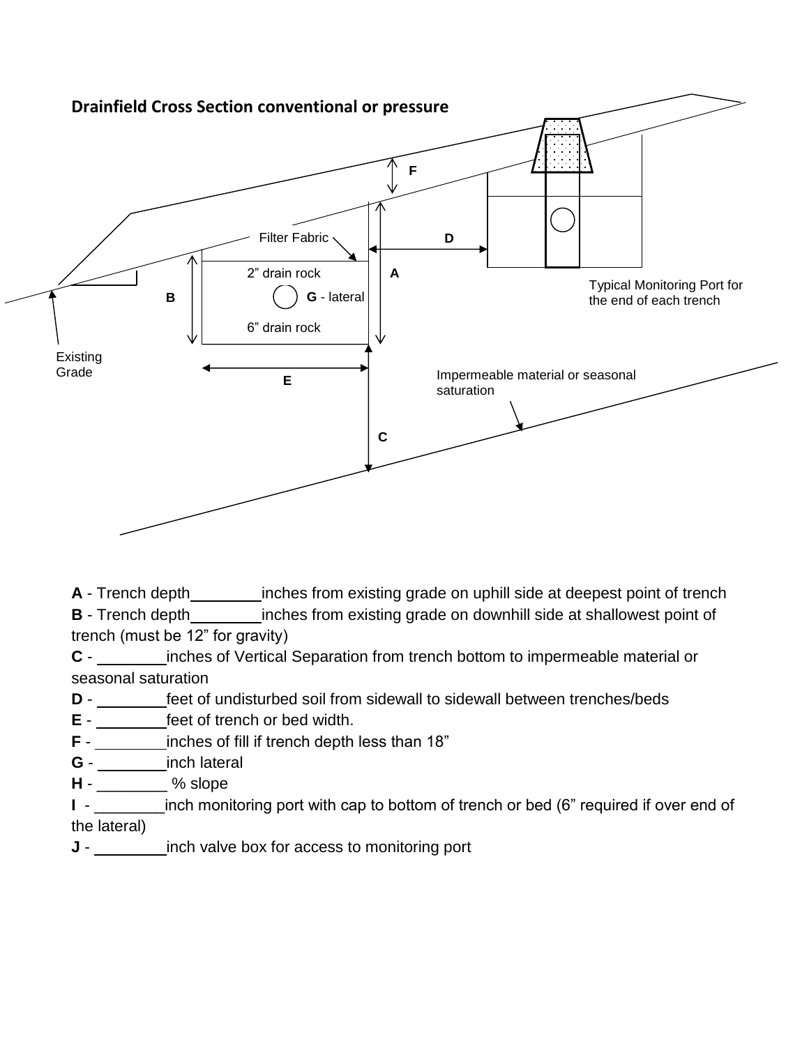**Drainfield Cross Section conventional or pressure**

Filter Fabric

2” drain rock

G - lateral

6” drain rock

Typical Monitoring Port for the end of each trench

Existing Grade

Impermeable material or seasonal saturation

**A** - Trench depth________inches from existing grade on uphill side at deepest point of trench

**B** - Trench depth________inches from existing grade on downhill side at shallowest point of trench (must be 12” for gravity)

**C** - ________inches of Vertical Separation from trench bottom to impermeable material or seasonal saturation

**D** - ________feet of undisturbed soil from sidewall to sidewall between trenches/beds

**E** - ________feet of trench or bed width.

**F** - ________inches of fill if trench depth less than 18”

**G** - ________inch lateral

**H** - ________ % slope

**I** - ________inch monitoring port with cap to bottom of trench or bed (6” required if over end of the lateral)

**J** - ________inch valve box for access to monitoring port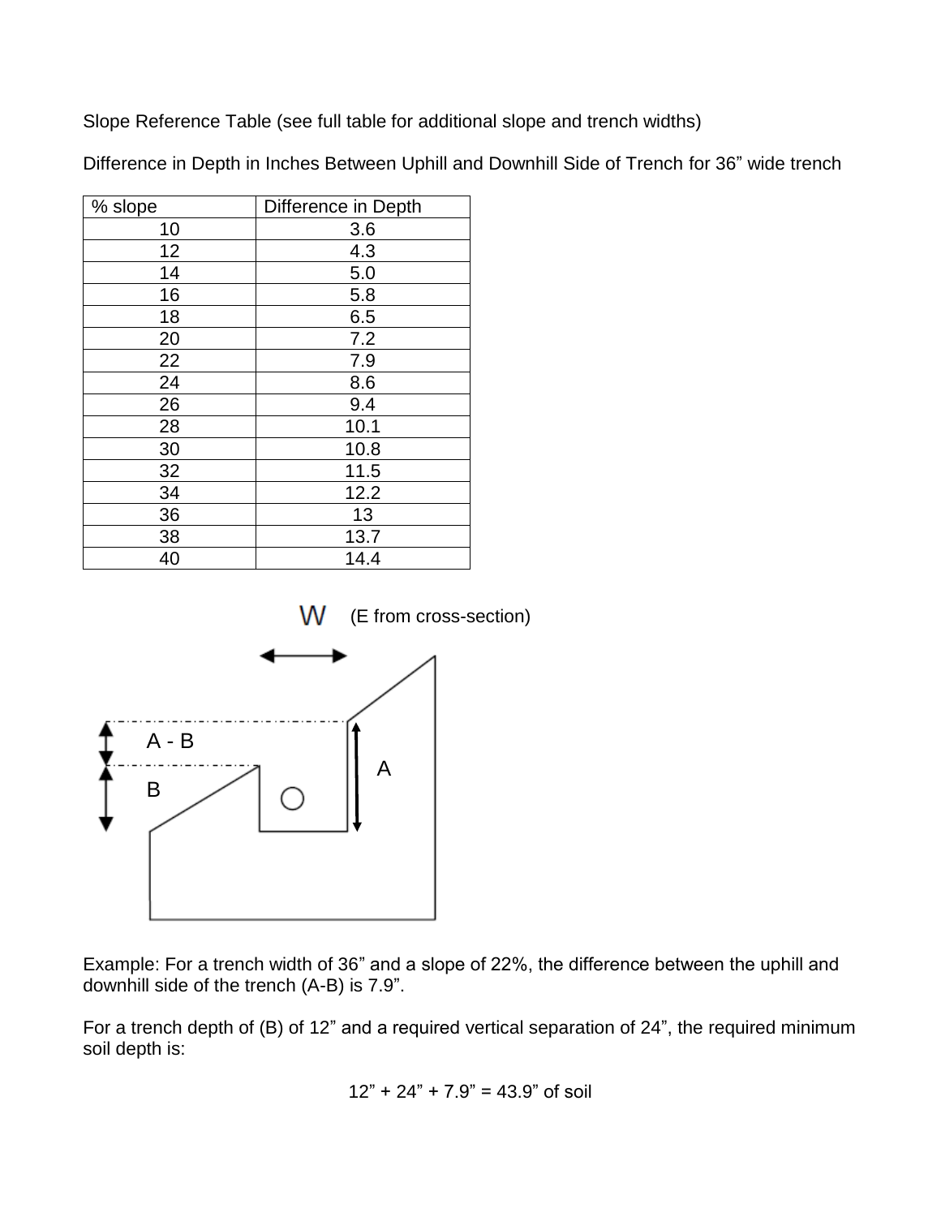Slope Reference Table (see full table for additional slope and trench widths)

Difference in Depth in Inches Between Uphill and Downhill Side of Trench for 36" wide trench

| % slope | Difference in Depth |
|---|---|
| 10 | 3.6 |
| 12 | 4.3 |
| 14 | 5.0 |
| 16 | 5.8 |
| 18 | 6.5 |
| 20 | 7.2 |
| 22 | 7.9 |
| 24 | 8.6 |
| 26 | 9.4 |
| 28 | 10.1 |
| 30 | 10.8 |
| 32 | 11.5 |
| 34 | 12.2 |
| 36 | 13 |
| 38 | 13.7 |
| 40 | 14.4 |

W (E from cross-section)

A - B

A

B

Example: For a trench width of 36" and a slope of 22%, the difference between the uphill and downhill side of the trench (A-B) is 7.9".

For a trench depth of (B) of 12" and a required vertical separation of 24", the required minimum soil depth is:

12" + 24" + 7.9" = 43.9" of soil